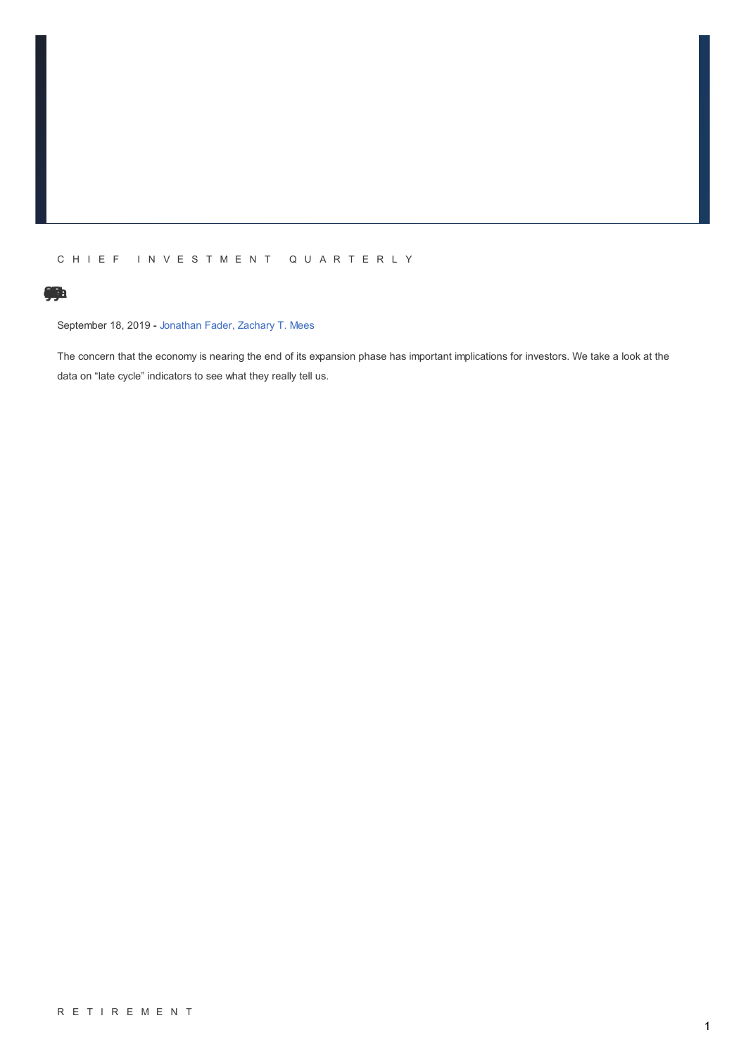C H I E F  I N V E S T M E N T  Q U A R T E R L Y

September 18, 2019 - Jonathan Fader, Zachary T. Mees

The concern that the economy is nearing the end of its expansion phase has important implications for investors. We take a look at the data on “late cycle” indicators to see what they really tell us.

R E T I R E M E N T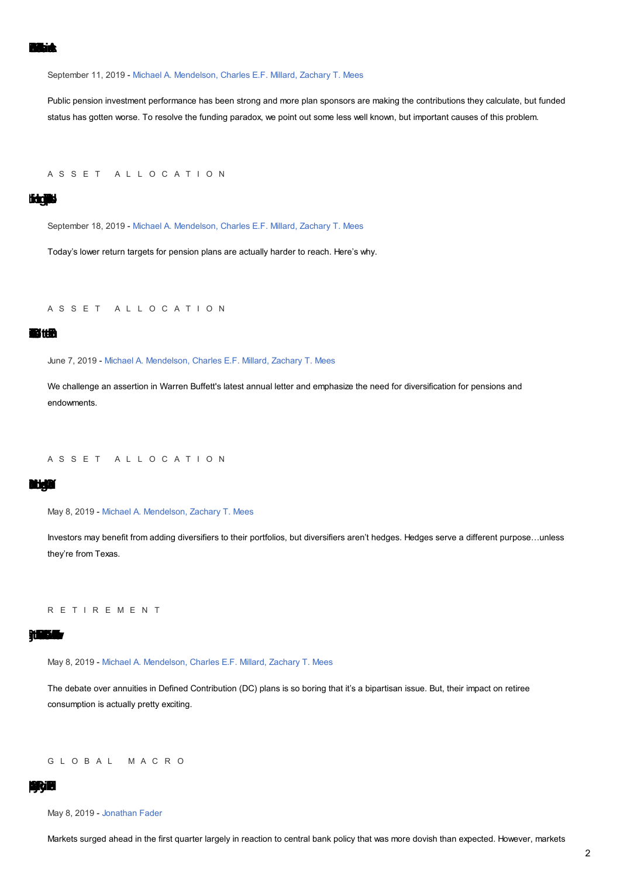September 11, 2019 - Michael A. Mendelson, Charles E.F. Millard, Zachary T. Mees

Public pension investment performance has been strong and more plan sponsors are making the contributions they calculate, but funded status has gotten worse. To resolve the funding paradox, we point out some less well known, but important causes of this problem.

ASSET ALLOCATION

September 18, 2019 - Michael A. Mendelson, Charles E.F. Millard, Zachary T. Mees

Today's lower return targets for pension plans are actually harder to reach. Here's why.

ASSET ALLOCATION

June 7, 2019 - Michael A. Mendelson, Charles E.F. Millard, Zachary T. Mees

We challenge an assertion in Warren Buffett's latest annual letter and emphasize the need for diversification for pensions and endowments.

ASSET ALLOCATION

May 8, 2019 - Michael A. Mendelson, Zachary T. Mees

Investors may benefit from adding diversifiers to their portfolios, but diversifiers aren't hedges. Hedges serve a different purpose…unless they're from Texas.

RETIREMENT

May 8, 2019 - Michael A. Mendelson, Charles E.F. Millard, Zachary T. Mees

The debate over annuities in Defined Contribution (DC) plans is so boring that it's a bipartisan issue. But, their impact on retiree consumption is actually pretty exciting.

GLOBAL MACRO

May 8, 2019 - Jonathan Fader

Markets surged ahead in the first quarter largely in reaction to central bank policy that was more dovish than expected. However, markets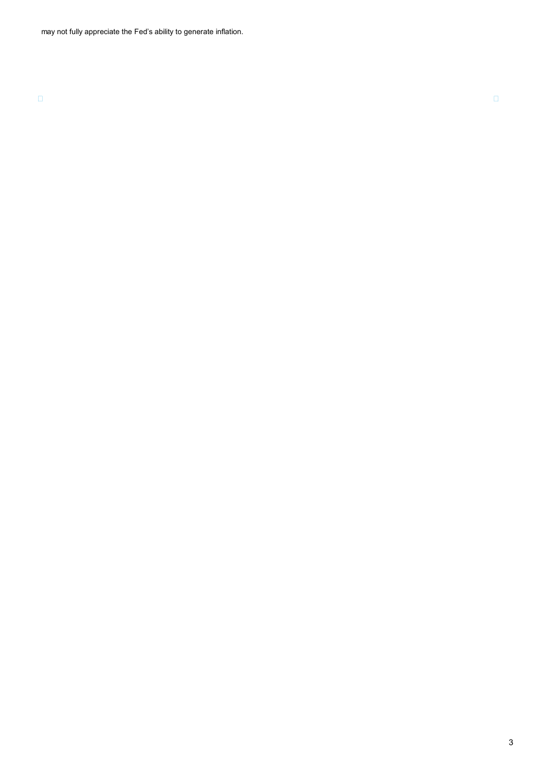may not fully appreciate the Fed’s ability to generate inflation.